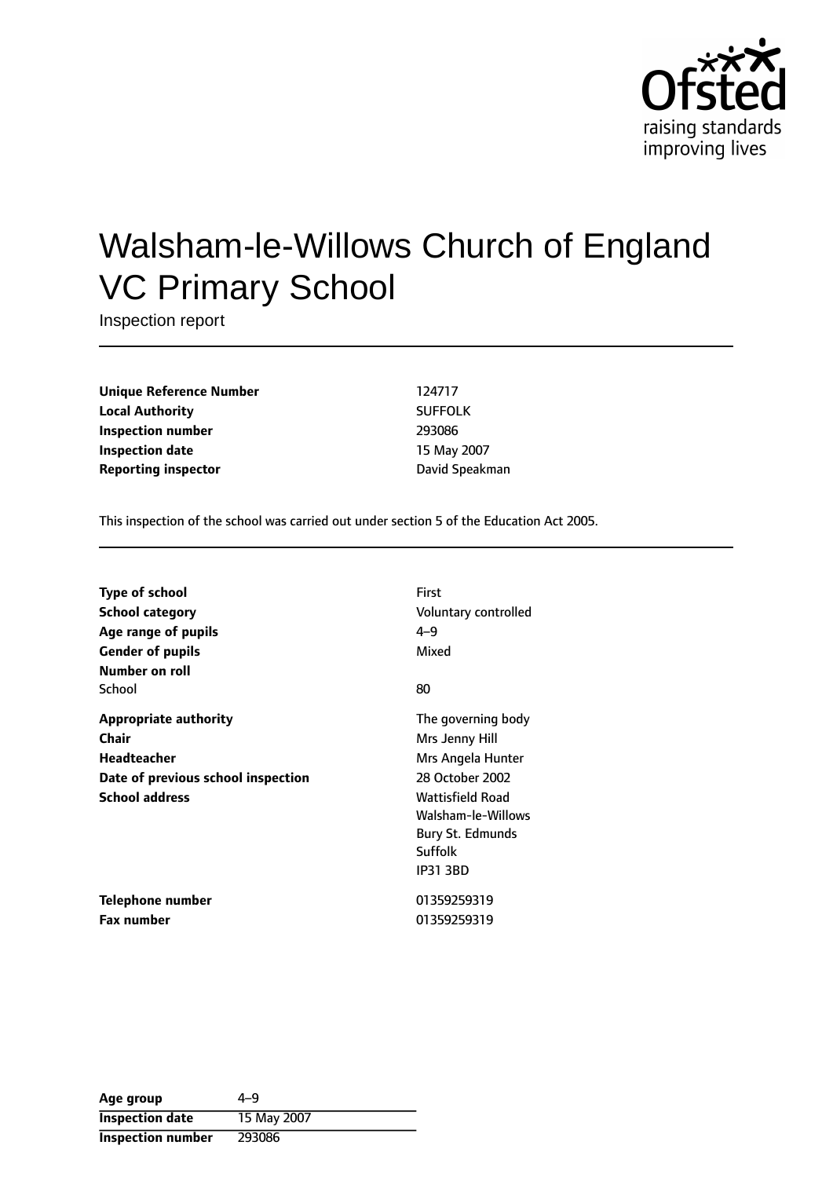# Walsham-le-Willows Church of England VC Primary School

Inspection report

| | |
|---|---|
| **Unique Reference Number** | 124717 |
| **Local Authority** | SUFFOLK |
| **Inspection number** | 293086 |
| **Inspection date** | 15 May 2007 |
| **Reporting inspector** | David Speakman |

This inspection of the school was carried out under section 5 of the Education Act 2005.

| | |
|---|---|
| **Type of school** | First |
| **School category** | Voluntary controlled |
| **Age range of pupils** | 4–9 |
| **Gender of pupils** | Mixed |
| **Number on roll** | |
| School | 80 |
| **Appropriate authority** | The governing body |
| **Chair** | Mrs Jenny Hill |
| **Headteacher** | Mrs Angela Hunter |
| **Date of previous school inspection** | 28 October 2002 |
| **School address** | Wattisfield Road<br>Walsham-le-Willows<br>Bury St. Edmunds<br>Suffolk<br>IP31 3BD |
| **Telephone number** | 01359259319 |
| **Fax number** | 01359259319 |

| | |
|---|---|
| **Age group** | 4–9 |
| **Inspection date** | 15 May 2007 |
| **Inspection number** | 293086 |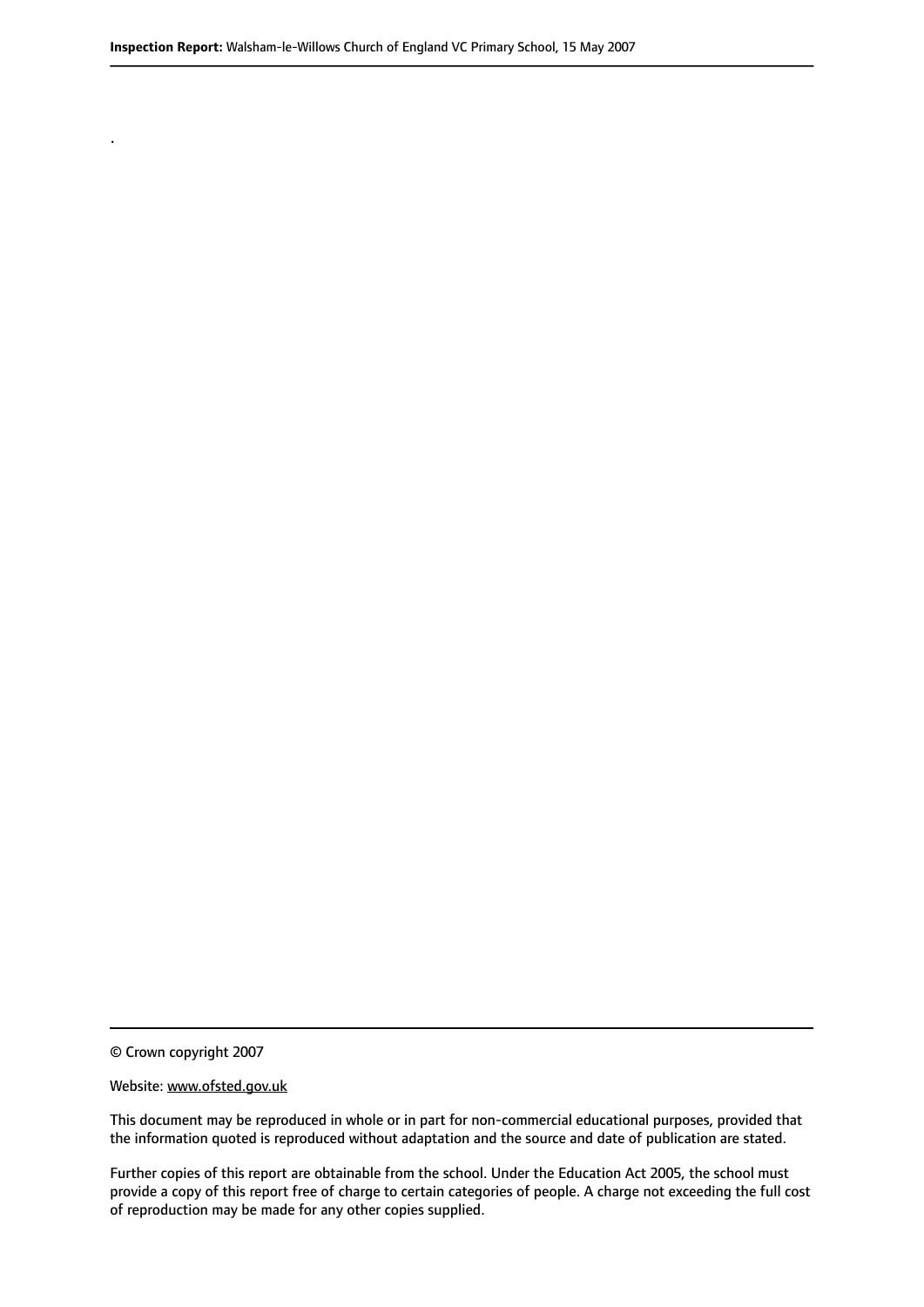.

© Crown copyright 2007

Website: www.ofsted.gov.uk

This document may be reproduced in whole or in part for non-commercial educational purposes, provided that the information quoted is reproduced without adaptation and the source and date of publication are stated.

Further copies of this report are obtainable from the school. Under the Education Act 2005, the school must provide a copy of this report free of charge to certain categories of people. A charge not exceeding the full cost of reproduction may be made for any other copies supplied.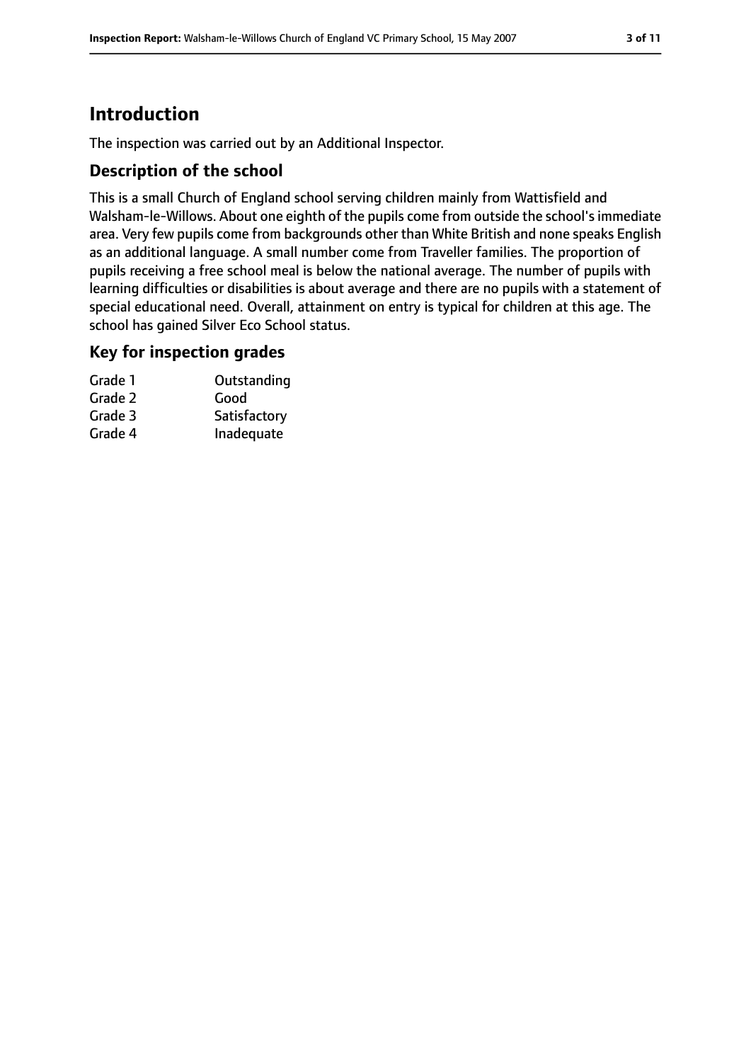# Introduction

The inspection was carried out by an Additional Inspector.

## Description of the school

This is a small Church of England school serving children mainly from Wattisfield and Walsham-le-Willows. About one eighth of the pupils come from outside the school's immediate area. Very few pupils come from backgrounds other than White British and none speaks English as an additional language. A small number come from Traveller families. The proportion of pupils receiving a free school meal is below the national average. The number of pupils with learning difficulties or disabilities is about average and there are no pupils with a statement of special educational need. Overall, attainment on entry is typical for children at this age. The school has gained Silver Eco School status.

## Key for inspection grades

| | |
|---|---|
| Grade 1 | Outstanding |
| Grade 2 | Good |
| Grade 3 | Satisfactory |
| Grade 4 | Inadequate |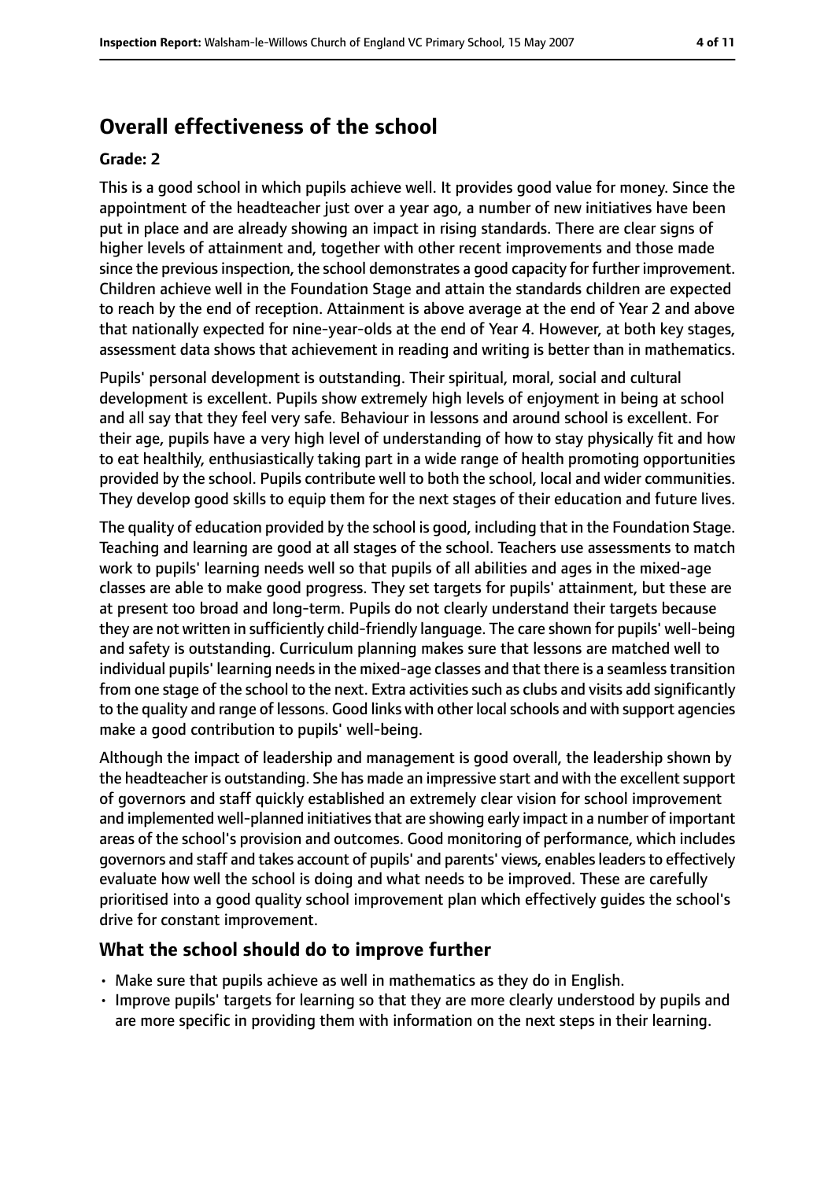## Overall effectiveness of the school

#### Grade: 2

This is a good school in which pupils achieve well. It provides good value for money. Since the appointment of the headteacher just over a year ago, a number of new initiatives have been put in place and are already showing an impact in rising standards. There are clear signs of higher levels of attainment and, together with other recent improvements and those made since the previous inspection, the school demonstrates a good capacity for further improvement. Children achieve well in the Foundation Stage and attain the standards children are expected to reach by the end of reception. Attainment is above average at the end of Year 2 and above that nationally expected for nine-year-olds at the end of Year 4. However, at both key stages, assessment data shows that achievement in reading and writing is better than in mathematics.

Pupils' personal development is outstanding. Their spiritual, moral, social and cultural development is excellent. Pupils show extremely high levels of enjoyment in being at school and all say that they feel very safe. Behaviour in lessons and around school is excellent. For their age, pupils have a very high level of understanding of how to stay physically fit and how to eat healthily, enthusiastically taking part in a wide range of health promoting opportunities provided by the school. Pupils contribute well to both the school, local and wider communities. They develop good skills to equip them for the next stages of their education and future lives.

The quality of education provided by the school is good, including that in the Foundation Stage. Teaching and learning are good at all stages of the school. Teachers use assessments to match work to pupils' learning needs well so that pupils of all abilities and ages in the mixed-age classes are able to make good progress. They set targets for pupils' attainment, but these are at present too broad and long-term. Pupils do not clearly understand their targets because they are not written in sufficiently child-friendly language. The care shown for pupils' well-being and safety is outstanding. Curriculum planning makes sure that lessons are matched well to individual pupils' learning needs in the mixed-age classes and that there is a seamless transition from one stage of the school to the next. Extra activities such as clubs and visits add significantly to the quality and range of lessons. Good links with other local schools and with support agencies make a good contribution to pupils' well-being.

Although the impact of leadership and management is good overall, the leadership shown by the headteacher is outstanding. She has made an impressive start and with the excellent support of governors and staff quickly established an extremely clear vision for school improvement and implemented well-planned initiatives that are showing early impact in a number of important areas of the school's provision and outcomes. Good monitoring of performance, which includes governors and staff and takes account of pupils' and parents' views, enables leaders to effectively evaluate how well the school is doing and what needs to be improved. These are carefully prioritised into a good quality school improvement plan which effectively guides the school's drive for constant improvement.

### What the school should do to improve further

- Make sure that pupils achieve as well in mathematics as they do in English.
- Improve pupils' targets for learning so that they are more clearly understood by pupils and are more specific in providing them with information on the next steps in their learning.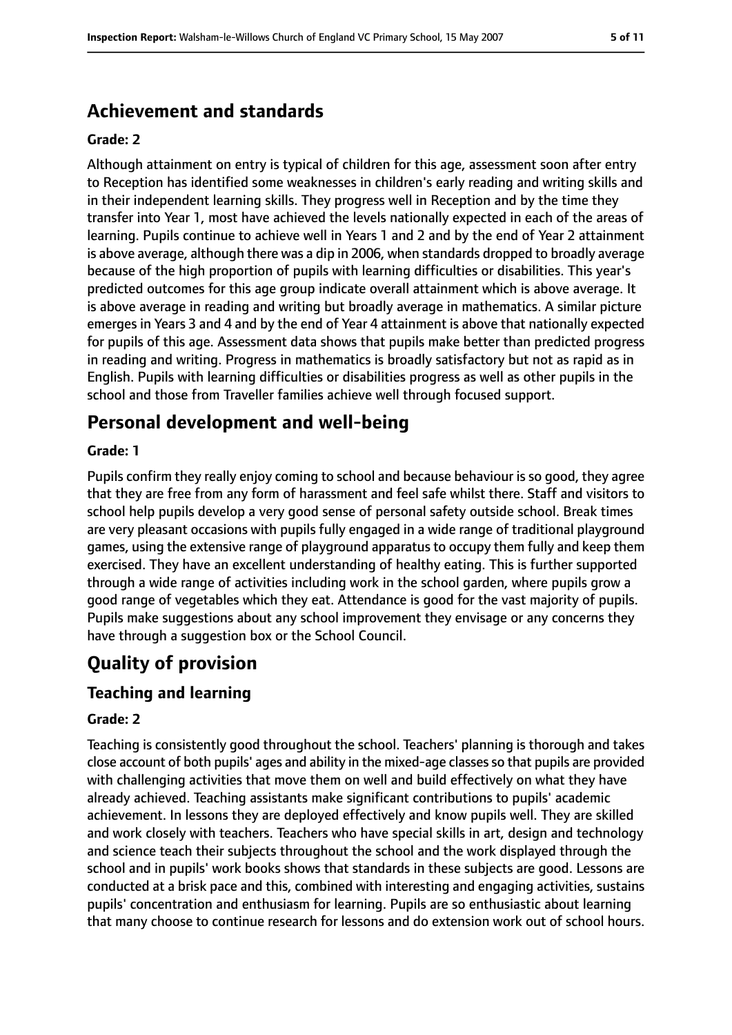## Achievement and standards

**Grade: 2**

Although attainment on entry is typical of children for this age, assessment soon after entry to Reception has identified some weaknesses in children's early reading and writing skills and in their independent learning skills. They progress well in Reception and by the time they transfer into Year 1, most have achieved the levels nationally expected in each of the areas of learning. Pupils continue to achieve well in Years 1 and 2 and by the end of Year 2 attainment is above average, although there was a dip in 2006, when standards dropped to broadly average because of the high proportion of pupils with learning difficulties or disabilities. This year's predicted outcomes for this age group indicate overall attainment which is above average. It is above average in reading and writing but broadly average in mathematics. A similar picture emerges in Years 3 and 4 and by the end of Year 4 attainment is above that nationally expected for pupils of this age. Assessment data shows that pupils make better than predicted progress in reading and writing. Progress in mathematics is broadly satisfactory but not as rapid as in English. Pupils with learning difficulties or disabilities progress as well as other pupils in the school and those from Traveller families achieve well through focused support.

## Personal development and well-being

**Grade: 1**

Pupils confirm they really enjoy coming to school and because behaviour is so good, they agree that they are free from any form of harassment and feel safe whilst there. Staff and visitors to school help pupils develop a very good sense of personal safety outside school. Break times are very pleasant occasions with pupils fully engaged in a wide range of traditional playground games, using the extensive range of playground apparatus to occupy them fully and keep them exercised. They have an excellent understanding of healthy eating. This is further supported through a wide range of activities including work in the school garden, where pupils grow a good range of vegetables which they eat. Attendance is good for the vast majority of pupils. Pupils make suggestions about any school improvement they envisage or any concerns they have through a suggestion box or the School Council.

# Quality of provision

## Teaching and learning

**Grade: 2**

Teaching is consistently good throughout the school. Teachers' planning is thorough and takes close account of both pupils' ages and ability in the mixed-age classes so that pupils are provided with challenging activities that move them on well and build effectively on what they have already achieved. Teaching assistants make significant contributions to pupils' academic achievement. In lessons they are deployed effectively and know pupils well. They are skilled and work closely with teachers. Teachers who have special skills in art, design and technology and science teach their subjects throughout the school and the work displayed through the school and in pupils' work books shows that standards in these subjects are good. Lessons are conducted at a brisk pace and this, combined with interesting and engaging activities, sustains pupils' concentration and enthusiasm for learning. Pupils are so enthusiastic about learning that many choose to continue research for lessons and do extension work out of school hours.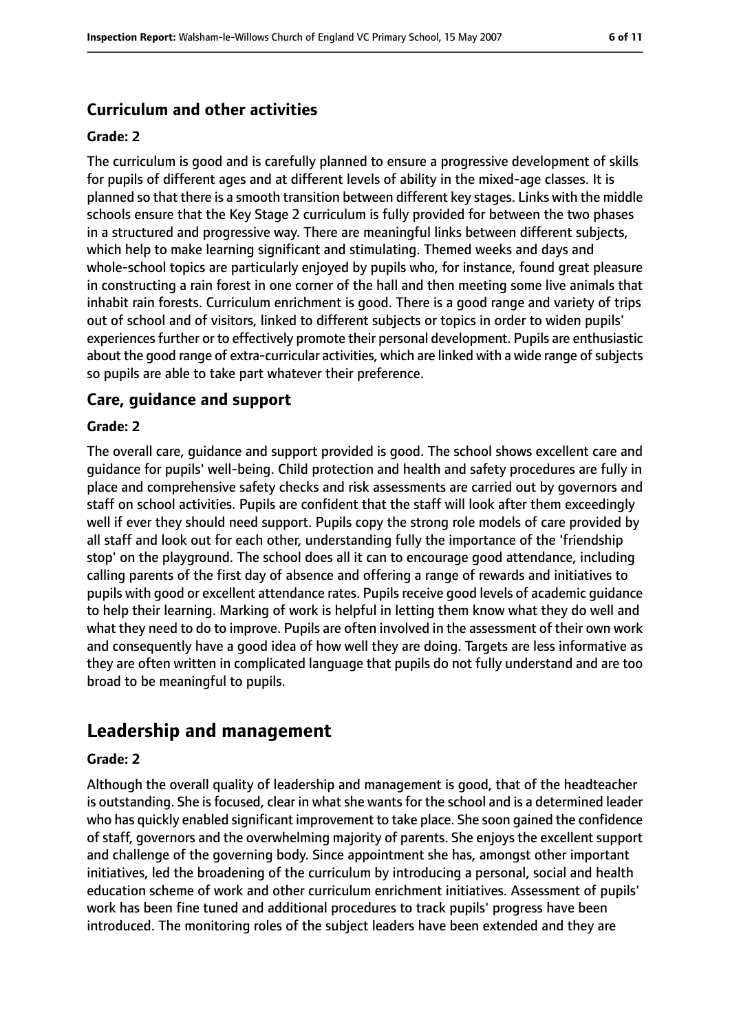### Curriculum and other activities

#### Grade: 2

The curriculum is good and is carefully planned to ensure a progressive development of skills for pupils of different ages and at different levels of ability in the mixed-age classes. It is planned so that there is a smooth transition between different key stages. Links with the middle schools ensure that the Key Stage 2 curriculum is fully provided for between the two phases in a structured and progressive way. There are meaningful links between different subjects, which help to make learning significant and stimulating. Themed weeks and days and whole-school topics are particularly enjoyed by pupils who, for instance, found great pleasure in constructing a rain forest in one corner of the hall and then meeting some live animals that inhabit rain forests. Curriculum enrichment is good. There is a good range and variety of trips out of school and of visitors, linked to different subjects or topics in order to widen pupils' experiences further or to effectively promote their personal development. Pupils are enthusiastic about the good range of extra-curricular activities, which are linked with a wide range of subjects so pupils are able to take part whatever their preference.

### Care, guidance and support

#### Grade: 2

The overall care, guidance and support provided is good. The school shows excellent care and guidance for pupils' well-being. Child protection and health and safety procedures are fully in place and comprehensive safety checks and risk assessments are carried out by governors and staff on school activities. Pupils are confident that the staff will look after them exceedingly well if ever they should need support. Pupils copy the strong role models of care provided by all staff and look out for each other, understanding fully the importance of the 'friendship stop' on the playground. The school does all it can to encourage good attendance, including calling parents of the first day of absence and offering a range of rewards and initiatives to pupils with good or excellent attendance rates. Pupils receive good levels of academic guidance to help their learning. Marking of work is helpful in letting them know what they do well and what they need to do to improve. Pupils are often involved in the assessment of their own work and consequently have a good idea of how well they are doing. Targets are less informative as they are often written in complicated language that pupils do not fully understand and are too broad to be meaningful to pupils.

## Leadership and management

#### Grade: 2

Although the overall quality of leadership and management is good, that of the headteacher is outstanding. She is focused, clear in what she wants for the school and is a determined leader who has quickly enabled significant improvement to take place. She soon gained the confidence of staff, governors and the overwhelming majority of parents. She enjoys the excellent support and challenge of the governing body. Since appointment she has, amongst other important initiatives, led the broadening of the curriculum by introducing a personal, social and health education scheme of work and other curriculum enrichment initiatives. Assessment of pupils' work has been fine tuned and additional procedures to track pupils' progress have been introduced. The monitoring roles of the subject leaders have been extended and they are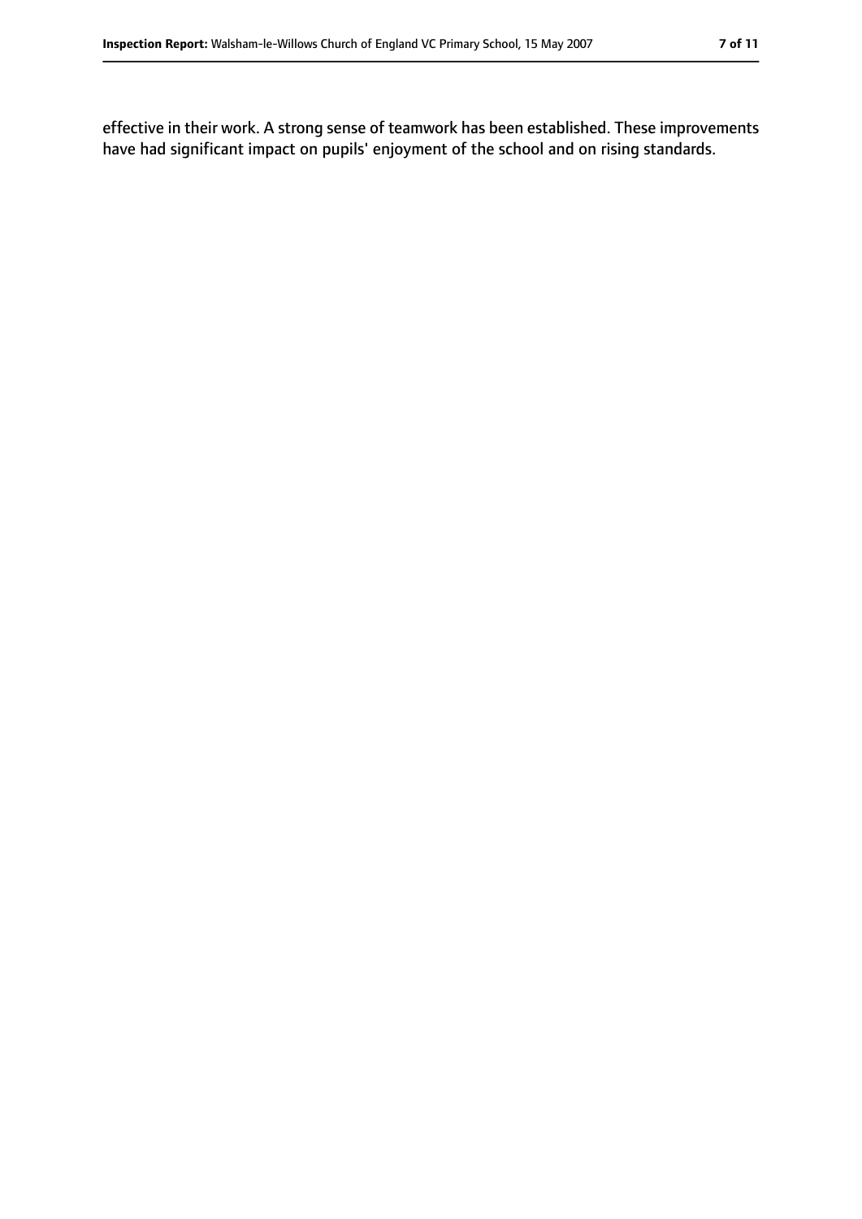effective in their work. A strong sense of teamwork has been established. These improvements have had significant impact on pupils' enjoyment of the school and on rising standards.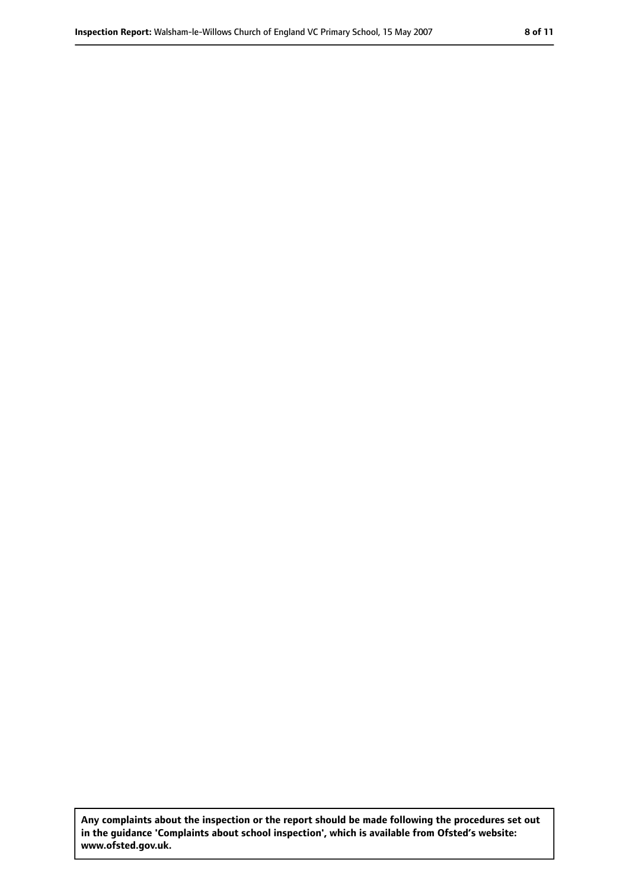**Any complaints about the inspection or the report should be made following the procedures set out in the guidance 'Complaints about school inspection', which is available from Ofsted's website: www.ofsted.gov.uk.**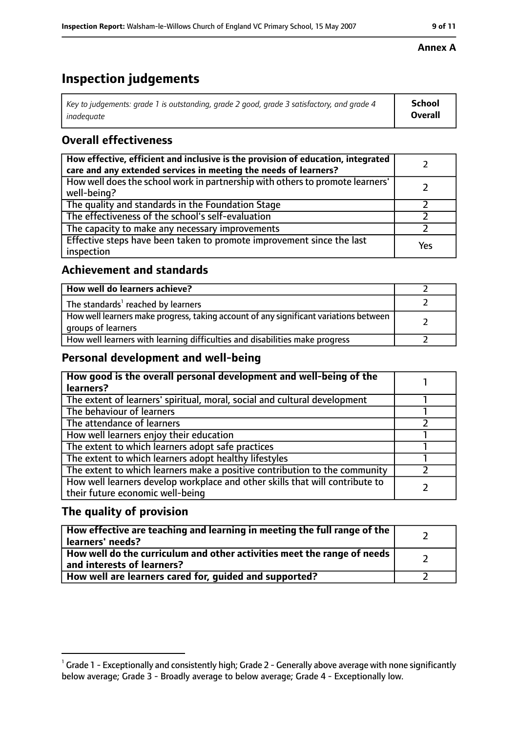**Annex A**

# Inspection judgements

| *Key to judgements: grade 1 is outstanding, grade 2 good, grade 3 satisfactory, and grade 4 inadequate* | **School Overall** |
|---|---|

## Overall effectiveness

| | |
|---|---|
| **How effective, efficient and inclusive is the provision of education, integrated care and any extended services in meeting the needs of learners?** | 2 |
| How well does the school work in partnership with others to promote learners' well-being? | 2 |
| The quality and standards in the Foundation Stage | 2 |
| The effectiveness of the school's self-evaluation | 2 |
| The capacity to make any necessary improvements | 2 |
| Effective steps have been taken to promote improvement since the last inspection | Yes |

## Achievement and standards

| | |
|---|---|
| **How well do learners achieve?** | 2 |
| The standards[1] reached by learners | 2 |
| How well learners make progress, taking account of any significant variations between groups of learners | 2 |
| How well learners with learning difficulties and disabilities make progress | 2 |

## Personal development and well-being

| | |
|---|---|
| **How good is the overall personal development and well-being of the learners?** | 1 |
| The extent of learners' spiritual, moral, social and cultural development | 1 |
| The behaviour of learners | 1 |
| The attendance of learners | 2 |
| How well learners enjoy their education | 1 |
| The extent to which learners adopt safe practices | 1 |
| The extent to which learners adopt healthy lifestyles | 1 |
| The extent to which learners make a positive contribution to the community | 2 |
| How well learners develop workplace and other skills that will contribute to their future economic well-being | 2 |

## The quality of provision

| | |
|---|---|
| **How effective are teaching and learning in meeting the full range of the learners' needs?** | 2 |
| **How well do the curriculum and other activities meet the range of needs and interests of learners?** | 2 |
| **How well are learners cared for, guided and supported?** | 2 |

[1] Grade 1 - Exceptionally and consistently high; Grade 2 - Generally above average with none significantly below average; Grade 3 - Broadly average to below average; Grade 4 - Exceptionally low.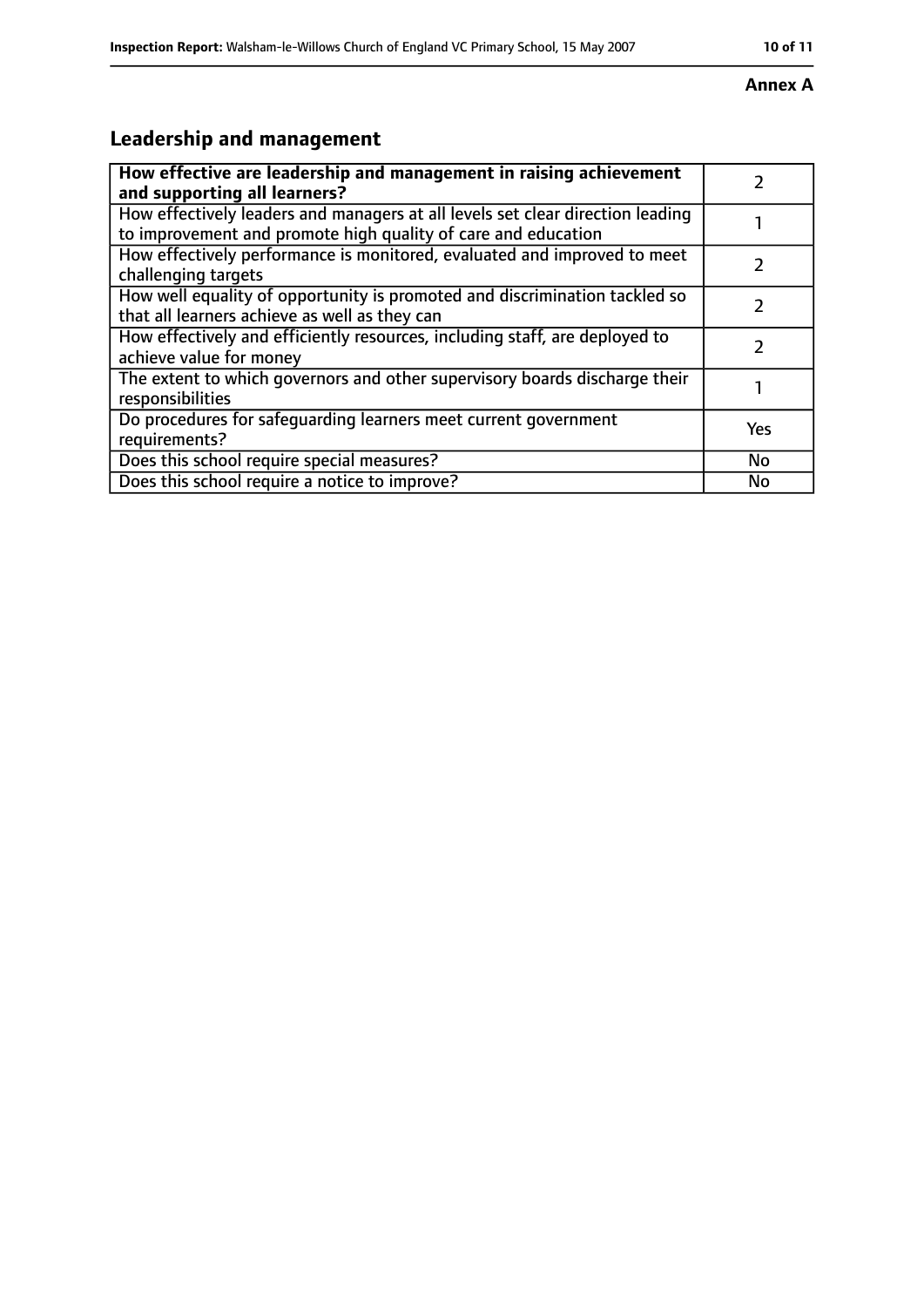**Annex A**

## Leadership and management

| **How effective are leadership and management in raising achievement and supporting all learners?** | 2 |
|---|---|
| How effectively leaders and managers at all levels set clear direction leading to improvement and promote high quality of care and education | 1 |
| How effectively performance is monitored, evaluated and improved to meet challenging targets | 2 |
| How well equality of opportunity is promoted and discrimination tackled so that all learners achieve as well as they can | 2 |
| How effectively and efficiently resources, including staff, are deployed to achieve value for money | 2 |
| The extent to which governors and other supervisory boards discharge their responsibilities | 1 |
| Do procedures for safeguarding learners meet current government requirements? | Yes |
| Does this school require special measures? | No |
| Does this school require a notice to improve? | No |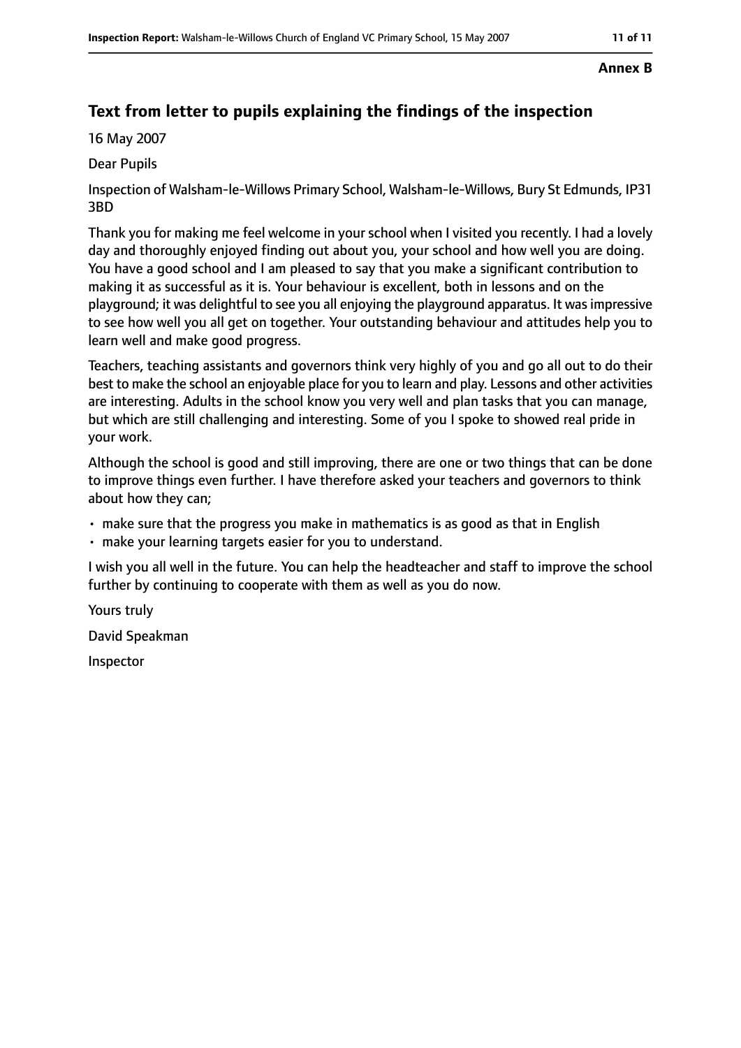**Annex B**

## Text from letter to pupils explaining the findings of the inspection

16 May 2007

Dear Pupils

Inspection of Walsham-le-Willows Primary School, Walsham-le-Willows, Bury St Edmunds, IP31 3BD

Thank you for making me feel welcome in your school when I visited you recently. I had a lovely day and thoroughly enjoyed finding out about you, your school and how well you are doing. You have a good school and I am pleased to say that you make a significant contribution to making it as successful as it is. Your behaviour is excellent, both in lessons and on the playground; it was delightful to see you all enjoying the playground apparatus. It was impressive to see how well you all get on together. Your outstanding behaviour and attitudes help you to learn well and make good progress.

Teachers, teaching assistants and governors think very highly of you and go all out to do their best to make the school an enjoyable place for you to learn and play. Lessons and other activities are interesting. Adults in the school know you very well and plan tasks that you can manage, but which are still challenging and interesting. Some of you I spoke to showed real pride in your work.

Although the school is good and still improving, there are one or two things that can be done to improve things even further. I have therefore asked your teachers and governors to think about how they can;

- make sure that the progress you make in mathematics is as good as that in English
- make your learning targets easier for you to understand.

I wish you all well in the future. You can help the headteacher and staff to improve the school further by continuing to cooperate with them as well as you do now.

Yours truly

David Speakman

Inspector